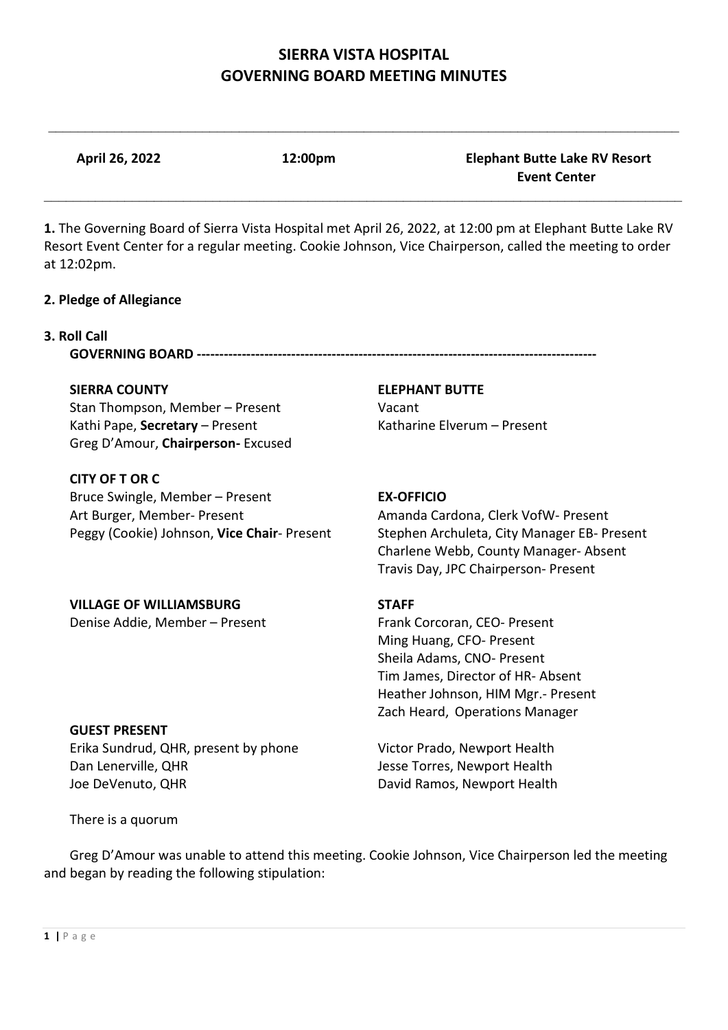# SIERRA VISTA HOSPITAL
# GOVERNING BOARD MEETING MINUTES

| **April 26, 2022** | **12:00pm** | **Elephant Butte Lake RV Resort Event Center** |
|---|---|---|

**1.** The Governing Board of Sierra Vista Hospital met April 26, 2022, at 12:00 pm at Elephant Butte Lake RV Resort Event Center for a regular meeting. Cookie Johnson, Vice Chairperson, called the meeting to order at 12:02pm.

**2. Pledge of Allegiance**

**3. Roll Call**

**GOVERNING BOARD ----------------------------------------------------------------------------------------**

**SIERRA COUNTY**
Stan Thompson, Member – Present
Kathi Pape, **Secretary** – Present
Greg D'Amour, **Chairperson-** Excused

**ELEPHANT BUTTE**
Vacant
Katharine Elverum – Present

**CITY OF T OR C**
Bruce Swingle, Member – Present
Art Burger, Member- Present
Peggy (Cookie) Johnson, **Vice Chair**- Present

**EX-OFFICIO**
Amanda Cardona, Clerk VofW- Present
Stephen Archuleta, City Manager EB- Present
Charlene Webb, County Manager- Absent
Travis Day, JPC Chairperson- Present

**VILLAGE OF WILLIAMSBURG**
Denise Addie, Member – Present

**STAFF**
Frank Corcoran, CEO- Present
Ming Huang, CFO- Present
Sheila Adams, CNO- Present
Tim James, Director of HR- Absent
Heather Johnson, HIM Mgr.- Present
Zach Heard, Operations Manager

**GUEST PRESENT**
Erika Sundrud, QHR, present by phone
Dan Lenerville, QHR
Joe DeVenuto, QHR
Victor Prado, Newport Health
Jesse Torres, Newport Health
David Ramos, Newport Health

There is a quorum

Greg D'Amour was unable to attend this meeting. Cookie Johnson, Vice Chairperson led the meeting and began by reading the following stipulation: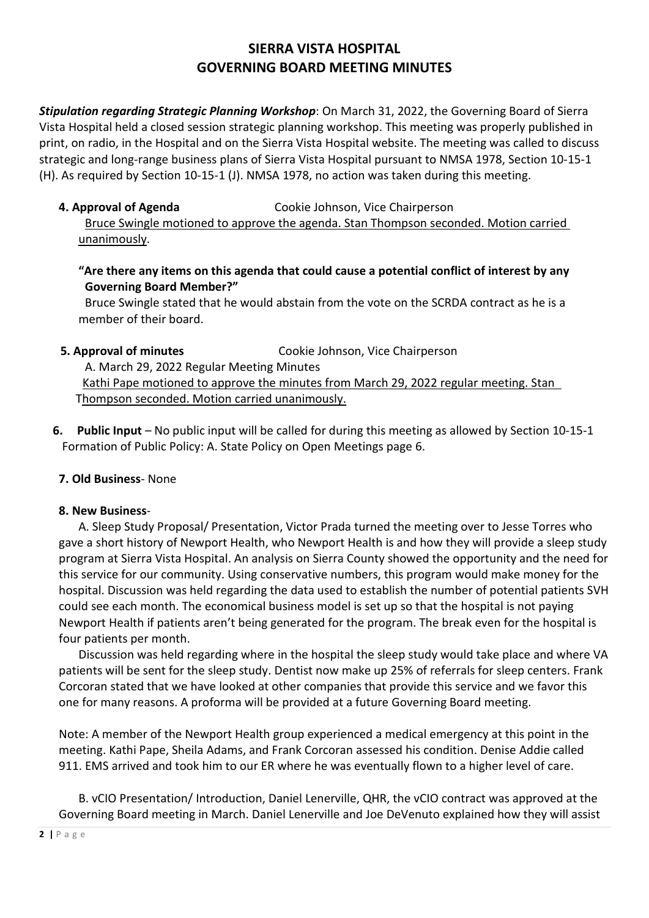# SIERRA VISTA HOSPITAL
# GOVERNING BOARD MEETING MINUTES

***Stipulation regarding Strategic Planning Workshop***: On March 31, 2022, the Governing Board of Sierra Vista Hospital held a closed session strategic planning workshop. This meeting was properly published in print, on radio, in the Hospital and on the Sierra Vista Hospital website. The meeting was called to discuss strategic and long-range business plans of Sierra Vista Hospital pursuant to NMSA 1978, Section 10-15-1 (H). As required by Section 10-15-1 (J). NMSA 1978, no action was taken during this meeting.

**4. Approval of Agenda** Cookie Johnson, Vice Chairperson

Bruce Swingle motioned to approve the agenda. Stan Thompson seconded. Motion carried unanimously.

**"Are there any items on this agenda that could cause a potential conflict of interest by any Governing Board Member?"**

Bruce Swingle stated that he would abstain from the vote on the SCRDA contract as he is a member of their board.

**5. Approval of minutes** Cookie Johnson, Vice Chairperson

A. March 29, 2022 Regular Meeting Minutes

Kathi Pape motioned to approve the minutes from March 29, 2022 regular meeting. Stan Thompson seconded. Motion carried unanimously.

**6. Public Input** – No public input will be called for during this meeting as allowed by Section 10-15-1 Formation of Public Policy: A. State Policy on Open Meetings page 6.

**7. Old Business**- None

**8. New Business**-

A. Sleep Study Proposal/ Presentation, Victor Prada turned the meeting over to Jesse Torres who gave a short history of Newport Health, who Newport Health is and how they will provide a sleep study program at Sierra Vista Hospital. An analysis on Sierra County showed the opportunity and the need for this service for our community. Using conservative numbers, this program would make money for the hospital. Discussion was held regarding the data used to establish the number of potential patients SVH could see each month. The economical business model is set up so that the hospital is not paying Newport Health if patients aren't being generated for the program. The break even for the hospital is four patients per month.

Discussion was held regarding where in the hospital the sleep study would take place and where VA patients will be sent for the sleep study. Dentist now make up 25% of referrals for sleep centers. Frank Corcoran stated that we have looked at other companies that provide this service and we favor this one for many reasons. A proforma will be provided at a future Governing Board meeting.

Note: A member of the Newport Health group experienced a medical emergency at this point in the meeting. Kathi Pape, Sheila Adams, and Frank Corcoran assessed his condition. Denise Addie called 911. EMS arrived and took him to our ER where he was eventually flown to a higher level of care.

B. vCIO Presentation/ Introduction, Daniel Lenerville, QHR, the vCIO contract was approved at the Governing Board meeting in March. Daniel Lenerville and Joe DeVenuto explained how they will assist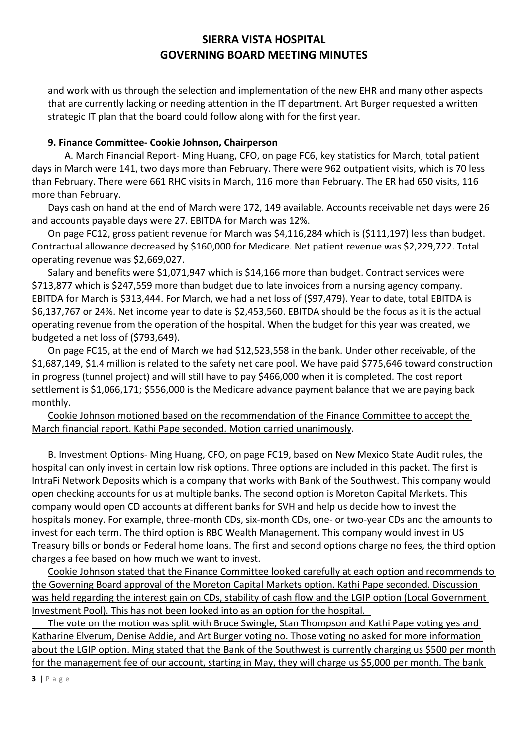and work with us through the selection and implementation of the new EHR and many other aspects that are currently lacking or needing attention in the IT department. Art Burger requested a written strategic IT plan that the board could follow along with for the first year.

**9. Finance Committee- Cookie Johnson, Chairperson**

A. March Financial Report- Ming Huang, CFO, on page FC6, key statistics for March, total patient days in March were 141, two days more than February. There were 962 outpatient visits, which is 70 less than February. There were 661 RHC visits in March, 116 more than February. The ER had 650 visits, 116 more than February.

Days cash on hand at the end of March were 172, 149 available. Accounts receivable net days were 26 and accounts payable days were 27. EBITDA for March was 12%.

On page FC12, gross patient revenue for March was $4,116,284 which is ($111,197) less than budget. Contractual allowance decreased by $160,000 for Medicare. Net patient revenue was $2,229,722. Total operating revenue was $2,669,027.

Salary and benefits were $1,071,947 which is $14,166 more than budget. Contract services were $713,877 which is $247,559 more than budget due to late invoices from a nursing agency company. EBITDA for March is $313,444. For March, we had a net loss of ($97,479). Year to date, total EBITDA is $6,137,767 or 24%. Net income year to date is $2,453,560. EBITDA should be the focus as it is the actual operating revenue from the operation of the hospital. When the budget for this year was created, we budgeted a net loss of ($793,649).

On page FC15, at the end of March we had $12,523,558 in the bank. Under other receivable, of the $1,687,149, $1.4 million is related to the safety net care pool. We have paid $775,646 toward construction in progress (tunnel project) and will still have to pay $466,000 when it is completed. The cost report settlement is $1,066,171; $556,000 is the Medicare advance payment balance that we are paying back monthly.

<u>Cookie Johnson motioned based on the recommendation of the Finance Committee to accept the March financial report. Kathi Pape seconded. Motion carried unanimously</u>.

B. Investment Options- Ming Huang, CFO, on page FC19, based on New Mexico State Audit rules, the hospital can only invest in certain low risk options. Three options are included in this packet. The first is IntraFi Network Deposits which is a company that works with Bank of the Southwest. This company would open checking accounts for us at multiple banks. The second option is Moreton Capital Markets. This company would open CD accounts at different banks for SVH and help us decide how to invest the hospitals money. For example, three-month CDs, six-month CDs, one- or two-year CDs and the amounts to invest for each term. The third option is RBC Wealth Management. This company would invest in US Treasury bills or bonds or Federal home loans. The first and second options charge no fees, the third option charges a fee based on how much we want to invest.

<u>Cookie Johnson stated that the Finance Committee looked carefully at each option and recommends to the Governing Board approval of the Moreton Capital Markets option. Kathi Pape seconded. Discussion was held regarding the interest gain on CDs, stability of cash flow and the LGIP option (Local Government Investment Pool). This has not been looked into as an option for the hospital.</u>

<u>The vote on the motion was split with Bruce Swingle, Stan Thompson and Kathi Pape voting yes and Katharine Elverum, Denise Addie, and Art Burger voting no. Those voting no asked for more information about the LGIP option. Ming stated that the Bank of the Southwest is currently charging us $500 per month for the management fee of our account, starting in May, they will charge us $5,000 per month. The bank</u>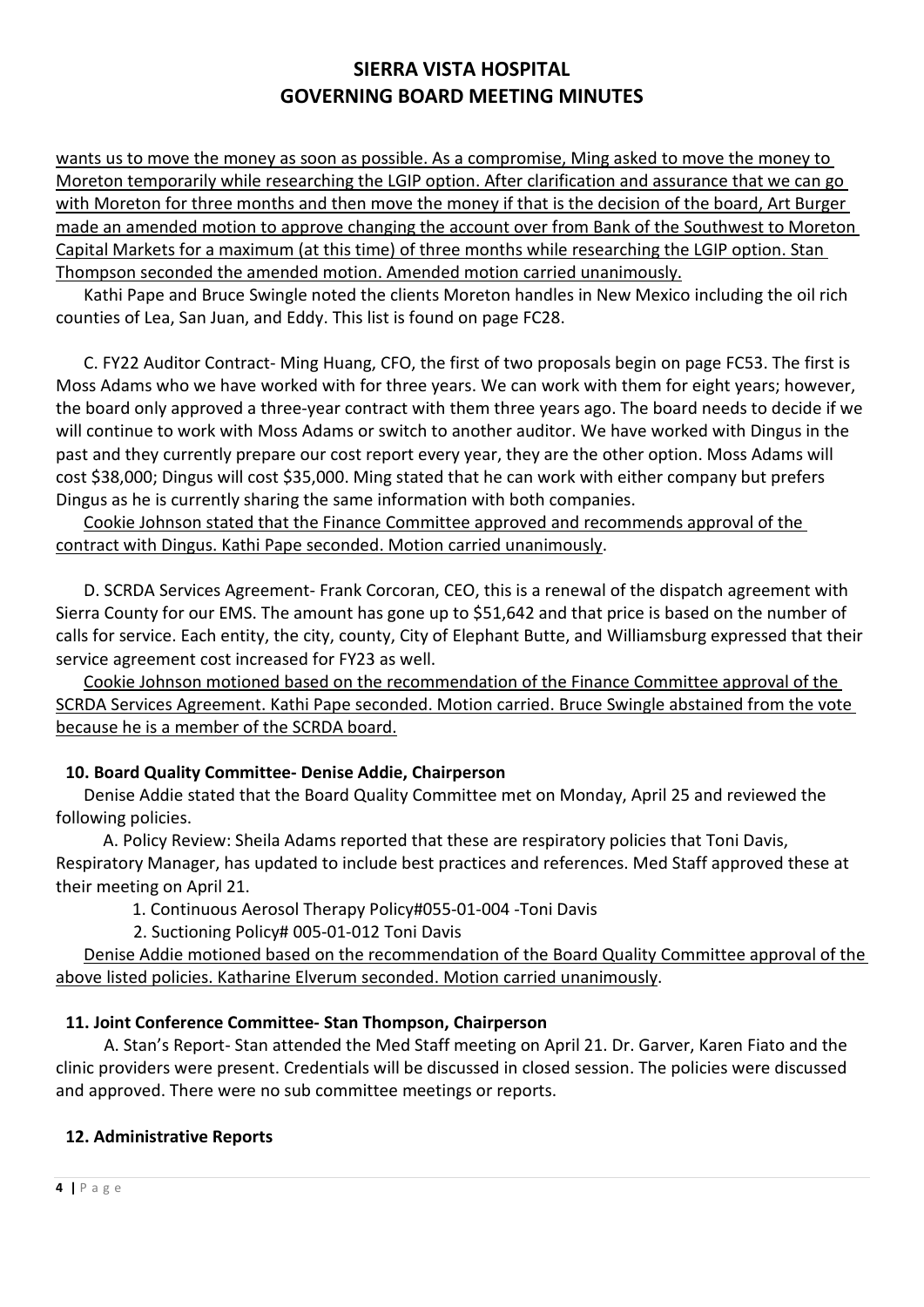wants us to move the money as soon as possible. As a compromise, Ming asked to move the money to Moreton temporarily while researching the LGIP option. After clarification and assurance that we can go with Moreton for three months and then move the money if that is the decision of the board, Art Burger made an amended motion to approve changing the account over from Bank of the Southwest to Moreton Capital Markets for a maximum (at this time) of three months while researching the LGIP option. Stan Thompson seconded the amended motion. Amended motion carried unanimously.

Kathi Pape and Bruce Swingle noted the clients Moreton handles in New Mexico including the oil rich counties of Lea, San Juan, and Eddy. This list is found on page FC28.

C. FY22 Auditor Contract- Ming Huang, CFO, the first of two proposals begin on page FC53. The first is Moss Adams who we have worked with for three years. We can work with them for eight years; however, the board only approved a three-year contract with them three years ago. The board needs to decide if we will continue to work with Moss Adams or switch to another auditor. We have worked with Dingus in the past and they currently prepare our cost report every year, they are the other option. Moss Adams will cost $38,000; Dingus will cost $35,000. Ming stated that he can work with either company but prefers Dingus as he is currently sharing the same information with both companies.

Cookie Johnson stated that the Finance Committee approved and recommends approval of the contract with Dingus. Kathi Pape seconded. Motion carried unanimously.

D. SCRDA Services Agreement- Frank Corcoran, CEO, this is a renewal of the dispatch agreement with Sierra County for our EMS. The amount has gone up to $51,642 and that price is based on the number of calls for service. Each entity, the city, county, City of Elephant Butte, and Williamsburg expressed that their service agreement cost increased for FY23 as well.

Cookie Johnson motioned based on the recommendation of the Finance Committee approval of the SCRDA Services Agreement. Kathi Pape seconded. Motion carried. Bruce Swingle abstained from the vote because he is a member of the SCRDA board.

**10. Board Quality Committee- Denise Addie, Chairperson**

Denise Addie stated that the Board Quality Committee met on Monday, April 25 and reviewed the following policies.

A. Policy Review: Sheila Adams reported that these are respiratory policies that Toni Davis, Respiratory Manager, has updated to include best practices and references. Med Staff approved these at their meeting on April 21.

1. Continuous Aerosol Therapy Policy#055-01-004 -Toni Davis
2. Suctioning Policy# 005-01-012 Toni Davis

Denise Addie motioned based on the recommendation of the Board Quality Committee approval of the above listed policies. Katharine Elverum seconded. Motion carried unanimously.

**11. Joint Conference Committee- Stan Thompson, Chairperson**

A. Stan's Report- Stan attended the Med Staff meeting on April 21. Dr. Garver, Karen Fiato and the clinic providers were present. Credentials will be discussed in closed session. The policies were discussed and approved. There were no sub committee meetings or reports.

**12. Administrative Reports**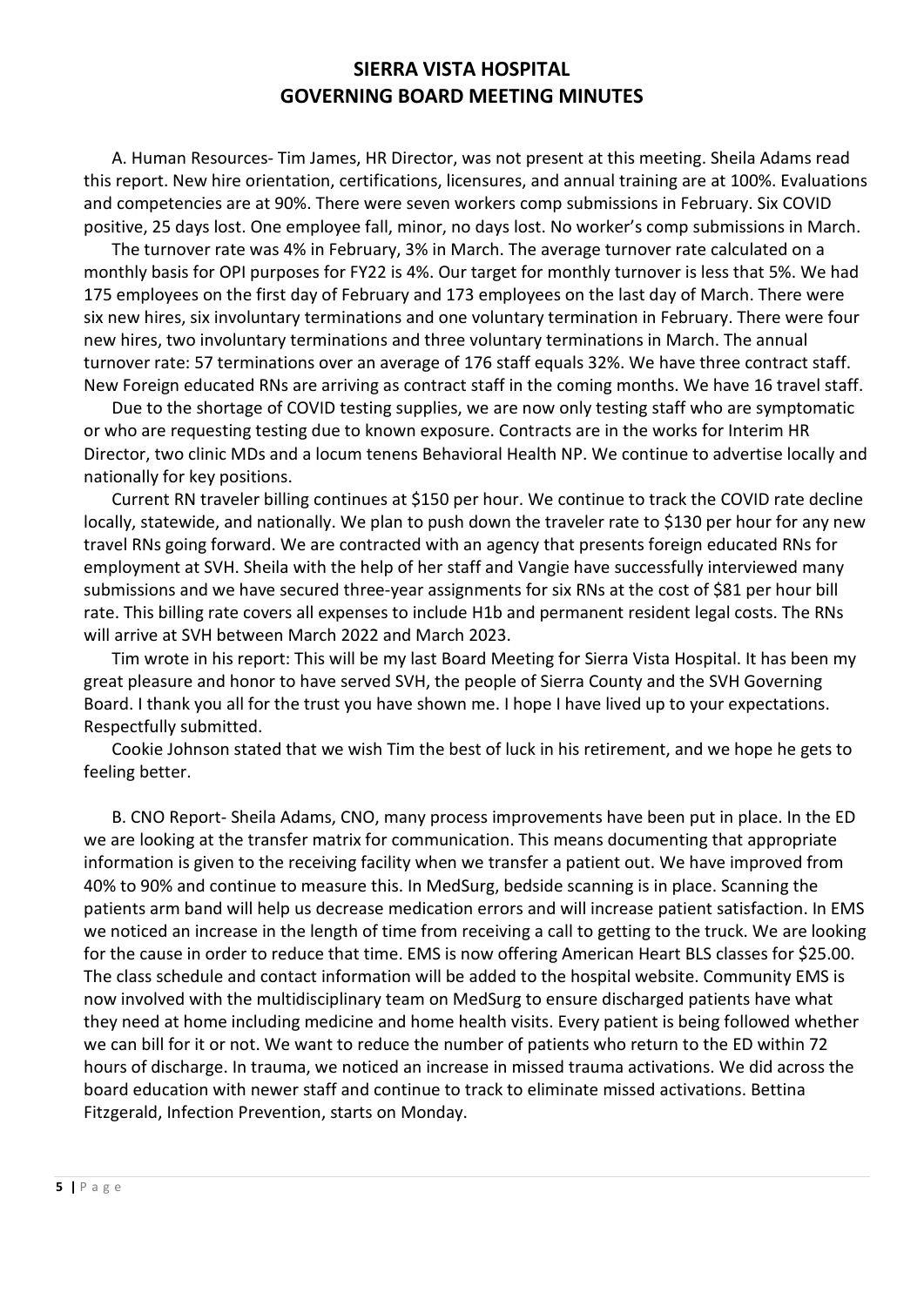# SIERRA VISTA HOSPITAL
# GOVERNING BOARD MEETING MINUTES

A. Human Resources- Tim James, HR Director, was not present at this meeting. Sheila Adams read this report. New hire orientation, certifications, licensures, and annual training are at 100%. Evaluations and competencies are at 90%. There were seven workers comp submissions in February. Six COVID positive, 25 days lost. One employee fall, minor, no days lost. No worker's comp submissions in March.

The turnover rate was 4% in February, 3% in March. The average turnover rate calculated on a monthly basis for OPI purposes for FY22 is 4%. Our target for monthly turnover is less that 5%. We had 175 employees on the first day of February and 173 employees on the last day of March. There were six new hires, six involuntary terminations and one voluntary termination in February. There were four new hires, two involuntary terminations and three voluntary terminations in March. The annual turnover rate: 57 terminations over an average of 176 staff equals 32%. We have three contract staff. New Foreign educated RNs are arriving as contract staff in the coming months. We have 16 travel staff.

Due to the shortage of COVID testing supplies, we are now only testing staff who are symptomatic or who are requesting testing due to known exposure. Contracts are in the works for Interim HR Director, two clinic MDs and a locum tenens Behavioral Health NP. We continue to advertise locally and nationally for key positions.

Current RN traveler billing continues at $150 per hour. We continue to track the COVID rate decline locally, statewide, and nationally. We plan to push down the traveler rate to $130 per hour for any new travel RNs going forward. We are contracted with an agency that presents foreign educated RNs for employment at SVH. Sheila with the help of her staff and Vangie have successfully interviewed many submissions and we have secured three-year assignments for six RNs at the cost of $81 per hour bill rate. This billing rate covers all expenses to include H1b and permanent resident legal costs. The RNs will arrive at SVH between March 2022 and March 2023.

Tim wrote in his report: This will be my last Board Meeting for Sierra Vista Hospital. It has been my great pleasure and honor to have served SVH, the people of Sierra County and the SVH Governing Board. I thank you all for the trust you have shown me. I hope I have lived up to your expectations. Respectfully submitted.

Cookie Johnson stated that we wish Tim the best of luck in his retirement, and we hope he gets to feeling better.

B. CNO Report- Sheila Adams, CNO, many process improvements have been put in place. In the ED we are looking at the transfer matrix for communication. This means documenting that appropriate information is given to the receiving facility when we transfer a patient out. We have improved from 40% to 90% and continue to measure this. In MedSurg, bedside scanning is in place. Scanning the patients arm band will help us decrease medication errors and will increase patient satisfaction. In EMS we noticed an increase in the length of time from receiving a call to getting to the truck. We are looking for the cause in order to reduce that time. EMS is now offering American Heart BLS classes for $25.00. The class schedule and contact information will be added to the hospital website. Community EMS is now involved with the multidisciplinary team on MedSurg to ensure discharged patients have what they need at home including medicine and home health visits. Every patient is being followed whether we can bill for it or not. We want to reduce the number of patients who return to the ED within 72 hours of discharge. In trauma, we noticed an increase in missed trauma activations. We did across the board education with newer staff and continue to track to eliminate missed activations. Bettina Fitzgerald, Infection Prevention, starts on Monday.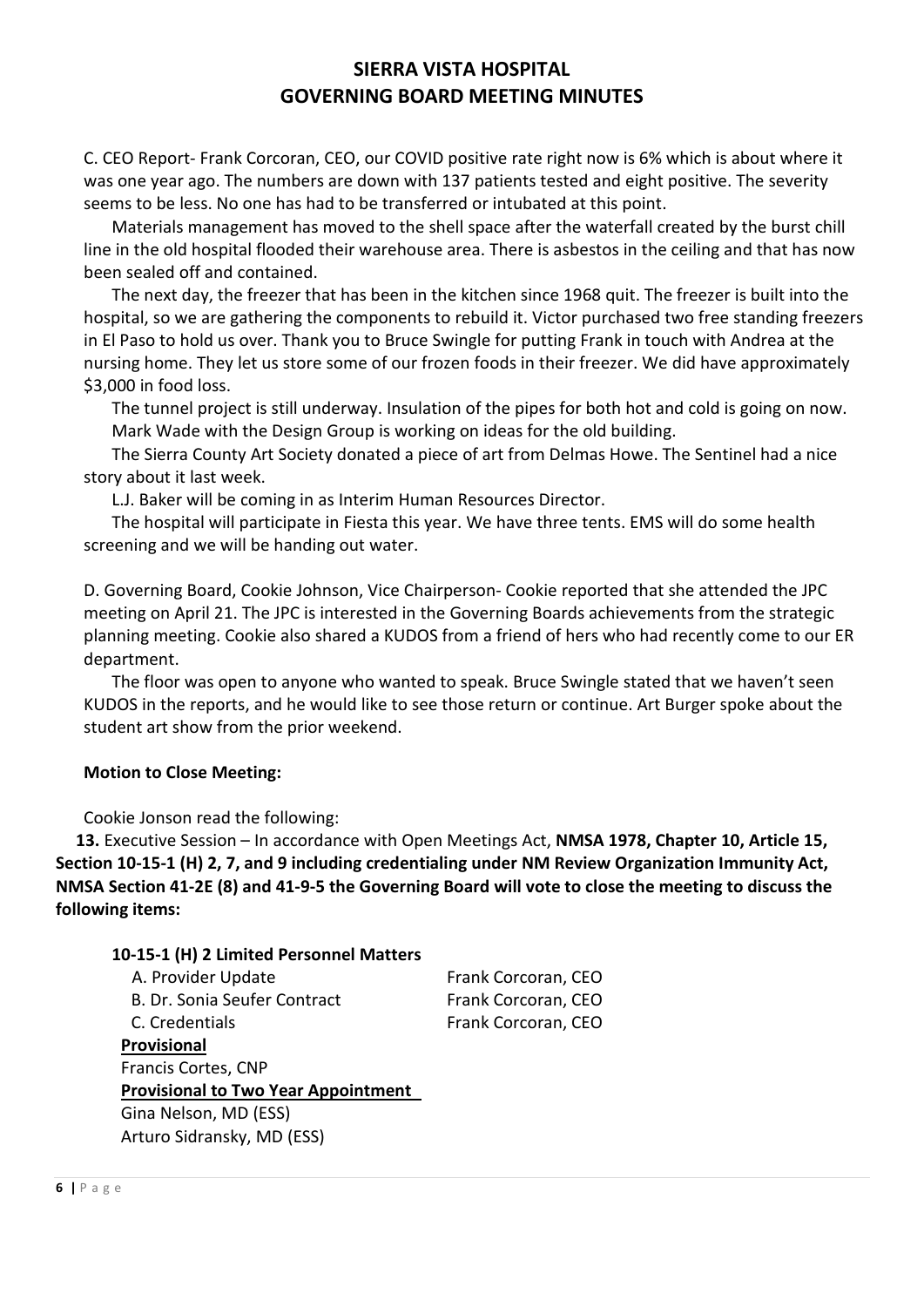C. CEO Report- Frank Corcoran, CEO, our COVID positive rate right now is 6% which is about where it was one year ago. The numbers are down with 137 patients tested and eight positive. The severity seems to be less. No one has had to be transferred or intubated at this point.

Materials management has moved to the shell space after the waterfall created by the burst chill line in the old hospital flooded their warehouse area. There is asbestos in the ceiling and that has now been sealed off and contained.

The next day, the freezer that has been in the kitchen since 1968 quit. The freezer is built into the hospital, so we are gathering the components to rebuild it. Victor purchased two free standing freezers in El Paso to hold us over. Thank you to Bruce Swingle for putting Frank in touch with Andrea at the nursing home. They let us store some of our frozen foods in their freezer. We did have approximately $3,000 in food loss.

The tunnel project is still underway. Insulation of the pipes for both hot and cold is going on now.

Mark Wade with the Design Group is working on ideas for the old building.

The Sierra County Art Society donated a piece of art from Delmas Howe. The Sentinel had a nice story about it last week.

L.J. Baker will be coming in as Interim Human Resources Director.

The hospital will participate in Fiesta this year. We have three tents. EMS will do some health screening and we will be handing out water.

D. Governing Board, Cookie Johnson, Vice Chairperson- Cookie reported that she attended the JPC meeting on April 21. The JPC is interested in the Governing Boards achievements from the strategic planning meeting. Cookie also shared a KUDOS from a friend of hers who had recently come to our ER department.

The floor was open to anyone who wanted to speak. Bruce Swingle stated that we haven't seen KUDOS in the reports, and he would like to see those return or continue. Art Burger spoke about the student art show from the prior weekend.

**Motion to Close Meeting:**

Cookie Jonson read the following:

**13.** Executive Session – In accordance with Open Meetings Act, **NMSA 1978, Chapter 10, Article 15, Section 10-15-1 (H) 2, 7, and 9 including credentialing under NM Review Organization Immunity Act, NMSA Section 41-2E (8) and 41-9-5 the Governing Board will vote to close the meeting to discuss the following items:**

**10-15-1 (H) 2 Limited Personnel Matters**

A. Provider Update — Frank Corcoran, CEO
B. Dr. Sonia Seufer Contract — Frank Corcoran, CEO
C. Credentials — Frank Corcoran, CEO

**Provisional**

Francis Cortes, CNP

**Provisional to Two Year Appointment**

Gina Nelson, MD (ESS)
Arturo Sidransky, MD (ESS)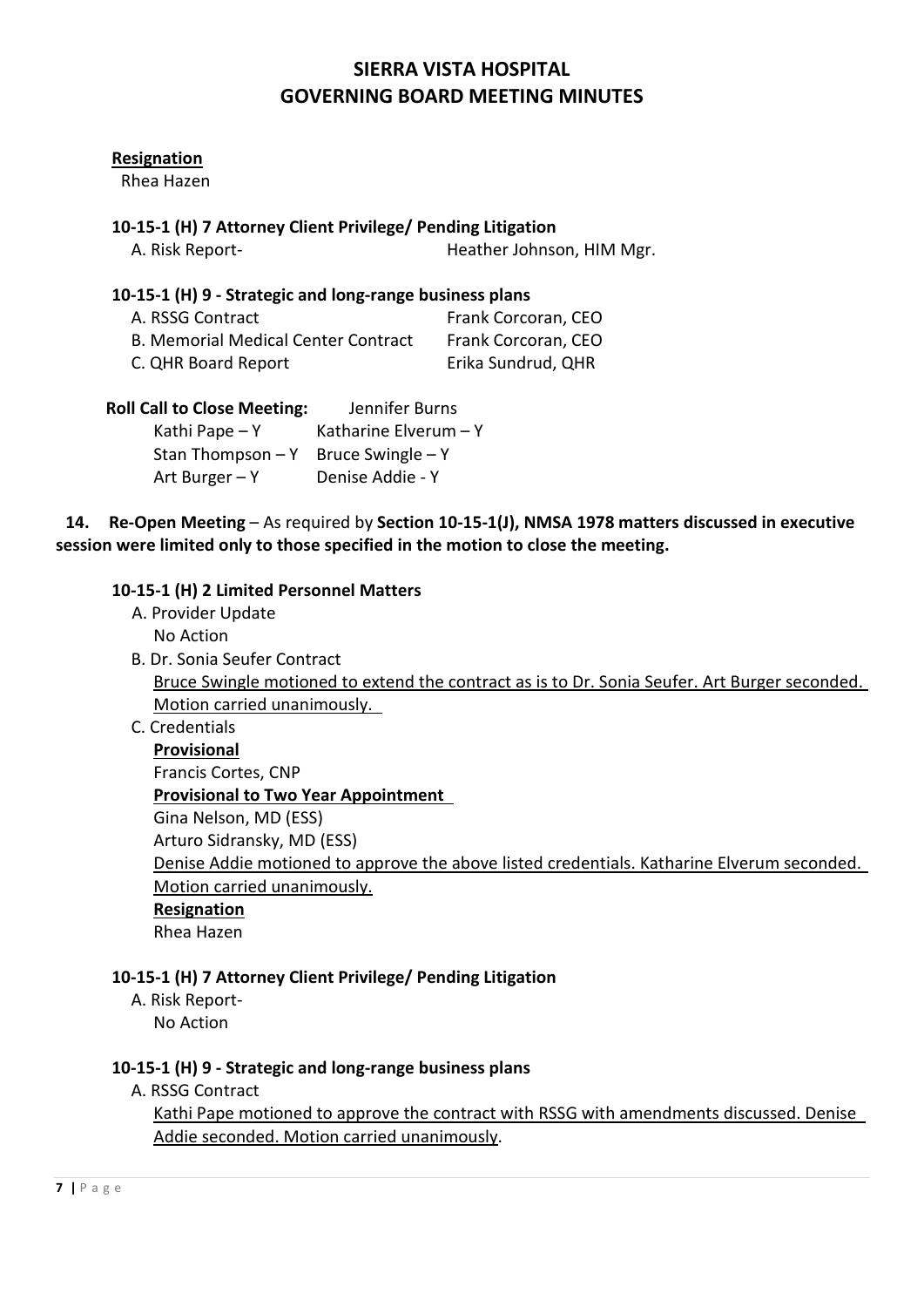# SIERRA VISTA HOSPITAL
# GOVERNING BOARD MEETING MINUTES

**Resignation**

Rhea Hazen

**10-15-1 (H) 7 Attorney Client Privilege/ Pending Litigation**

A. Risk Report- Heather Johnson, HIM Mgr.

**10-15-1 (H) 9 - Strategic and long-range business plans**

A. RSSG Contract Frank Corcoran, CEO
B. Memorial Medical Center Contract Frank Corcoran, CEO
C. QHR Board Report Erika Sundrud, QHR

**Roll Call to Close Meeting:** Jennifer Burns

Kathi Pape – Y Katharine Elverum – Y
Stan Thompson – Y Bruce Swingle – Y
Art Burger – Y Denise Addie - Y

**14. Re-Open Meeting** – As required by **Section 10-15-1(J), NMSA 1978 matters discussed in executive session were limited only to those specified in the motion to close the meeting.**

**10-15-1 (H) 2 Limited Personnel Matters**

A. Provider Update
No Action

B. Dr. Sonia Seufer Contract
Bruce Swingle motioned to extend the contract as is to Dr. Sonia Seufer. Art Burger seconded. Motion carried unanimously.

C. Credentials

**Provisional**

Francis Cortes, CNP

**Provisional to Two Year Appointment**

Gina Nelson, MD (ESS)
Arturo Sidransky, MD (ESS)

Denise Addie motioned to approve the above listed credentials. Katharine Elverum seconded. Motion carried unanimously.

**Resignation**

Rhea Hazen

**10-15-1 (H) 7 Attorney Client Privilege/ Pending Litigation**

A. Risk Report-
No Action

**10-15-1 (H) 9 - Strategic and long-range business plans**

A. RSSG Contract
Kathi Pape motioned to approve the contract with RSSG with amendments discussed. Denise Addie seconded. Motion carried unanimously.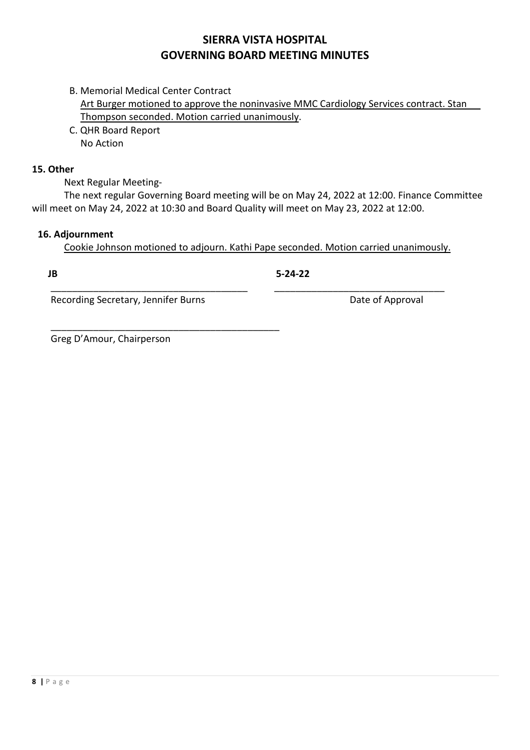B. Memorial Medical Center Contract

Art Burger motioned to approve the noninvasive MMC Cardiology Services contract. Stan Thompson seconded. Motion carried unanimously.

C. QHR Board Report

No Action

**15. Other**

Next Regular Meeting-

The next regular Governing Board meeting will be on May 24, 2022 at 12:00. Finance Committee will meet on May 24, 2022 at 10:30 and Board Quality will meet on May 23, 2022 at 12:00.

**16. Adjournment**

Cookie Johnson motioned to adjourn. Kathi Pape seconded. Motion carried unanimously.

**JB** **5-24-22**

_____________________________________ _________________________________

Recording Secretary, Jennifer Burns Date of Approval

_____________________________________________

Greg D'Amour, Chairperson